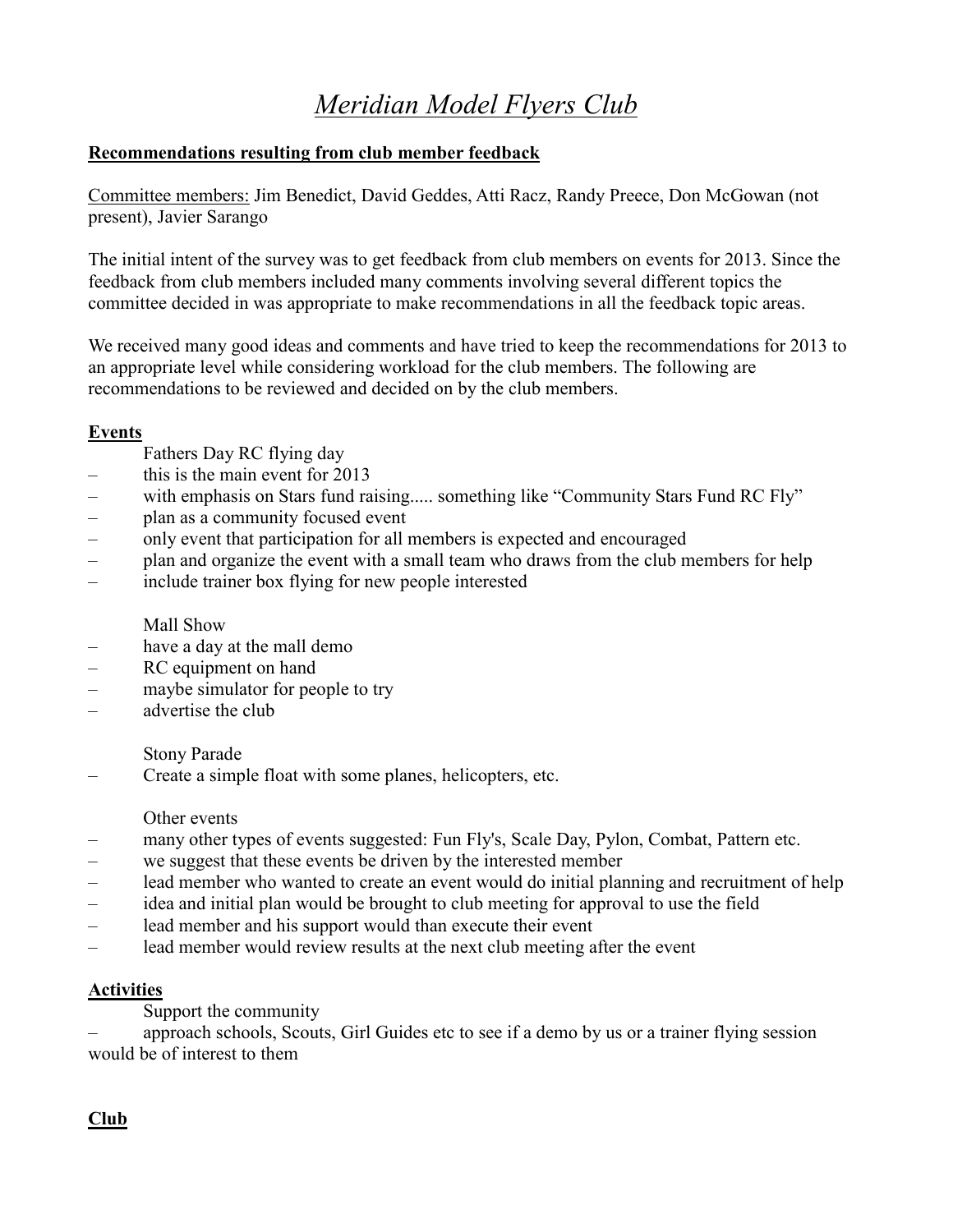// Meridian Model Flyers Club

**Recommendations resulting from club member feedback**

Committee members: Jim Benedict, David Geddes, Atti Racz, Randy Preece, Don McGowan (not present), Javier Sarango

The initial intent of the survey was to get feedback from club members on events for 2013. Since the feedback from club members included many comments involving several different topics the committee decided in was appropriate to make recommendations in all the feedback topic areas.

We received many good ideas and comments and have tried to keep the recommendations for 2013 to an appropriate level while considering workload for the club members. The following are recommendations to be reviewed and decided on by the club members.

## Events

Fathers Day RC flying day

- this is the main event for 2013
- with emphasis on Stars fund raising..... something like "Community Stars Fund RC Fly"
- plan as a community focused event
- only event that participation for all members is expected and encouraged
- plan and organize the event with a small team who draws from the club members for help
- include trainer box flying for new people interested

Mall Show

- have a day at the mall demo
- RC equipment on hand
- maybe simulator for people to try
- advertise the club

Stony Parade

- Create a simple float with some planes, helicopters, etc.

Other events

- many other types of events suggested: Fun Fly's, Scale Day, Pylon, Combat, Pattern etc.
- we suggest that these events be driven by the interested member
- lead member who wanted to create an event would do initial planning and recruitment of help
- idea and initial plan would be brought to club meeting for approval to use the field
- lead member and his support would than execute their event
- lead member would review results at the next club meeting after the event

## Activities

Support the community

- approach schools, Scouts, Girl Guides etc to see if a demo by us or a trainer flying session would be of interest to them

## Club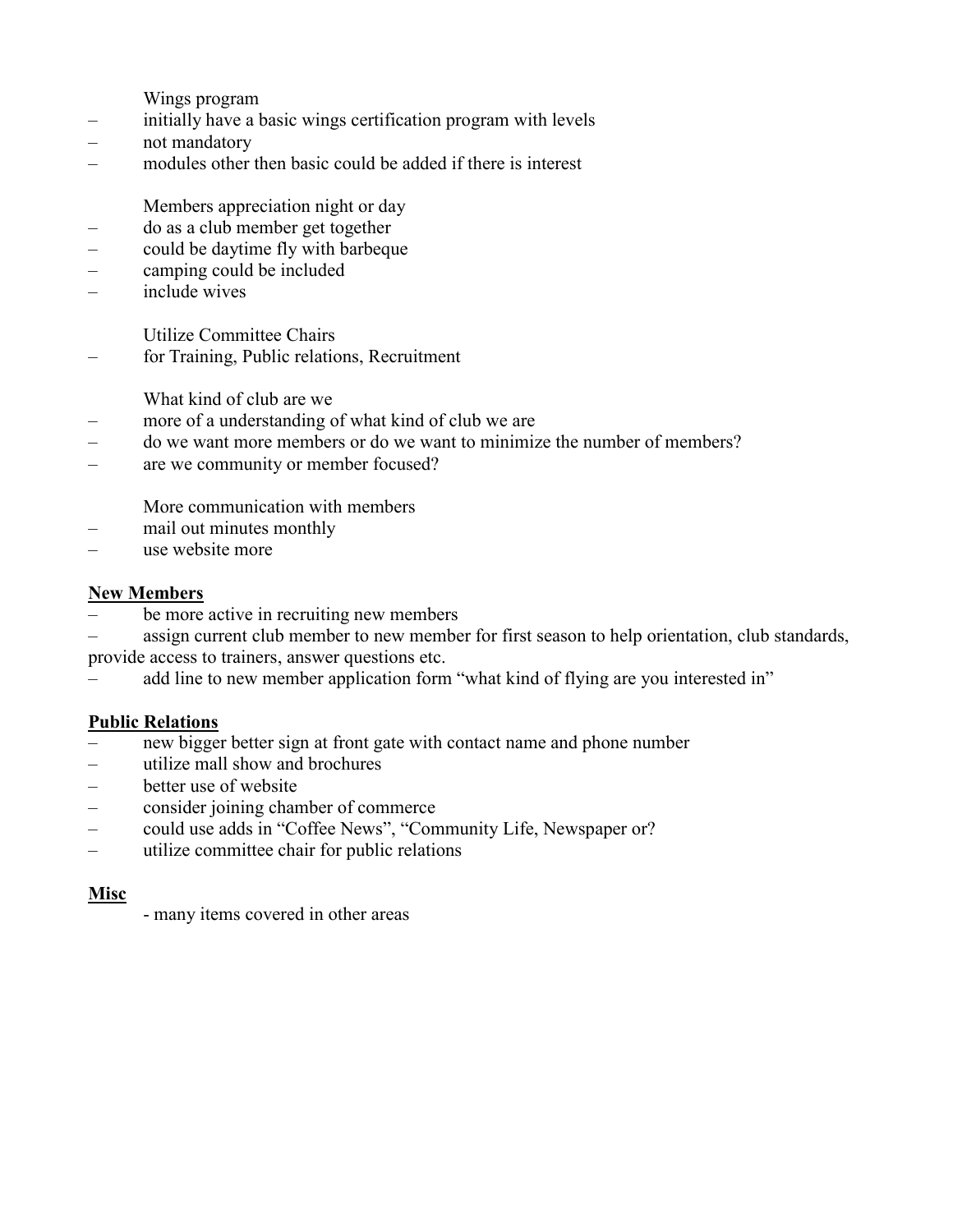Wings program

- initially have a basic wings certification program with levels
- not mandatory
- modules other then basic could be added if there is interest

Members appreciation night or day

- do as a club member get together
- could be daytime fly with barbeque
- camping could be included
- include wives

Utilize Committee Chairs

- for Training, Public relations, Recruitment

What kind of club are we

- more of a understanding of what kind of club we are
- do we want more members or do we want to minimize the number of members?
- are we community or member focused?

More communication with members

- mail out minutes monthly
- use website more

**New Members**

- be more active in recruiting new members
- assign current club member to new member for first season to help orientation, club standards, provide access to trainers, answer questions etc.
- add line to new member application form "what kind of flying are you interested in"

**Public Relations**

- new bigger better sign at front gate with contact name and phone number
- utilize mall show and brochures
- better use of website
- consider joining chamber of commerce
- could use adds in "Coffee News", "Community Life, Newspaper or?
- utilize committee chair for public relations

**Misc**

- many items covered in other areas